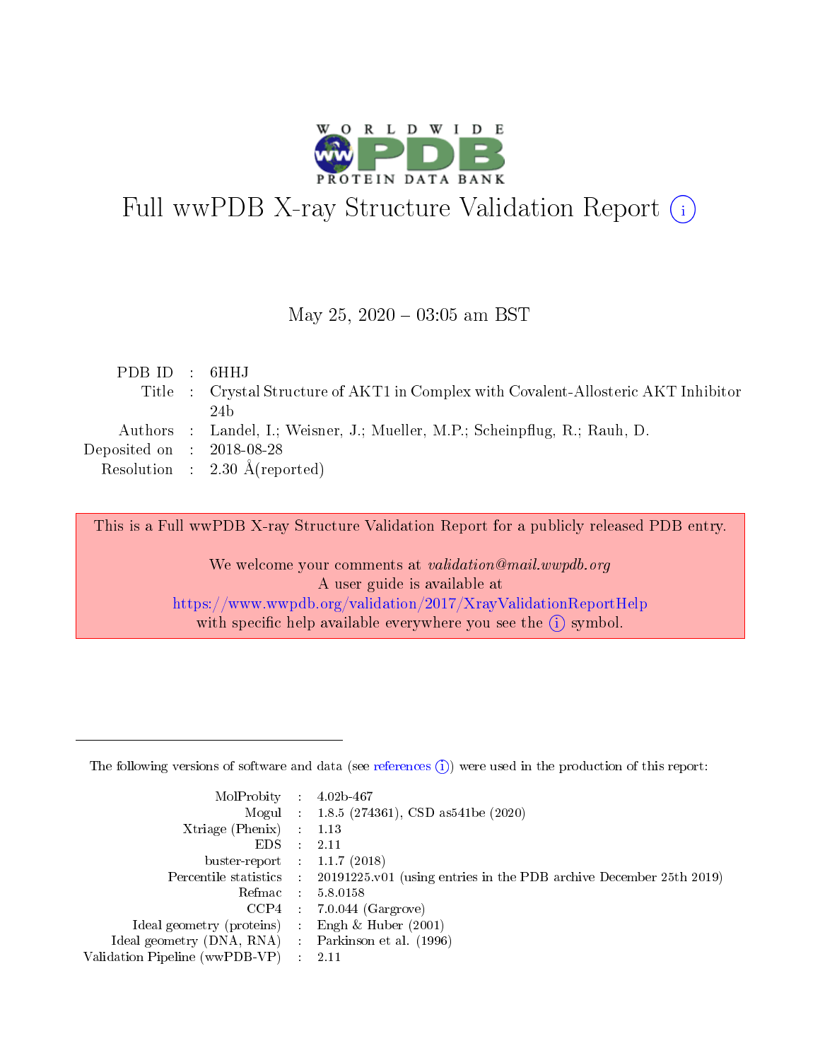# Full wwPDB X-ray Structure Validation Report

May 25, 2020 – 03:05 am BST

| | | |
|---|---|---|
| PDB ID | : | 6HHJ |
| Title | : | Crystal Structure of AKT1 in Complex with Covalent-Allosteric AKT Inhibitor 24b |
| Authors | : | Landel, I.; Weisner, J.; Mueller, M.P.; Scheinpflug, R.; Rauh, D. |
| Deposited on | : | 2018-08-28 |
| Resolution | : | 2.30 Å(reported) |

This is a Full wwPDB X-ray Structure Validation Report for a publicly released PDB entry.

We welcome your comments at *validation@mail.wwpdb.org*
A user guide is available at
https://www.wwpdb.org/validation/2017/XrayValidationReportHelp
with specific help available everywhere you see the (i) symbol.

---

The following versions of software and data (see references (i)) were used in the production of this report:

| | | |
|---|---|---|
| MolProbity | : | 4.02b-467 |
| Mogul | : | 1.8.5 (274361), CSD as541be (2020) |
| Xtriage (Phenix) | : | 1.13 |
| EDS | : | 2.11 |
| buster-report | : | 1.1.7 (2018) |
| Percentile statistics | : | 20191225.v01 (using entries in the PDB archive December 25th 2019) |
| Refmac | : | 5.8.0158 |
| CCP4 | : | 7.0.044 (Gargrove) |
| Ideal geometry (proteins) | : | Engh & Huber (2001) |
| Ideal geometry (DNA, RNA) | : | Parkinson et al. (1996) |
| Validation Pipeline (wwPDB-VP) | : | 2.11 |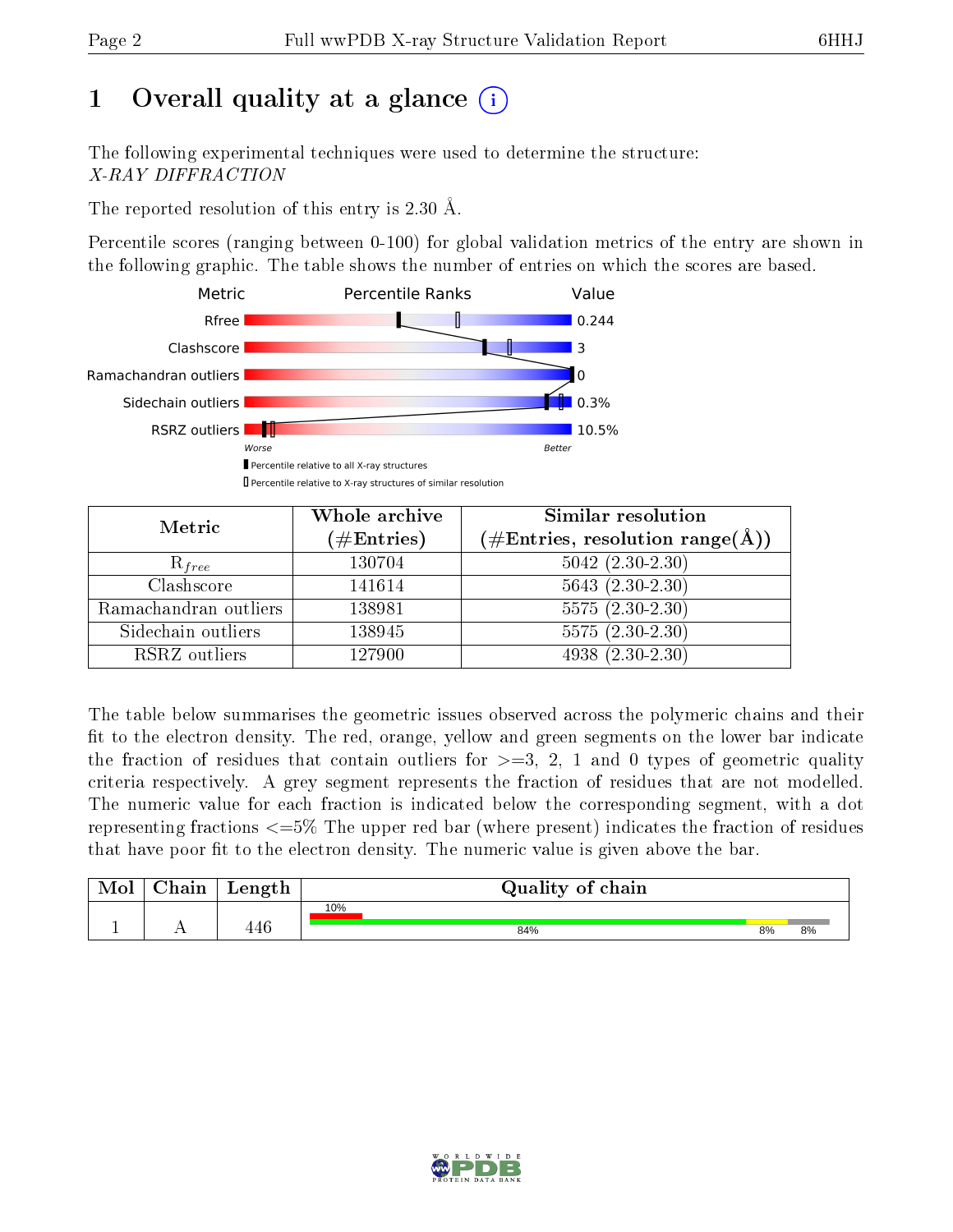# 1 Overall quality at a glance

The following experimental techniques were used to determine the structure:
*X-RAY DIFFRACTION*

The reported resolution of this entry is 2.30 Å.

Percentile scores (ranging between 0-100) for global validation metrics of the entry are shown in the following graphic. The table shows the number of entries on which the scores are based.

| Metric | Value |
|---|---|
| Rfree | 0.244 |
| Clashscore | 3 |
| Ramachandran outliers | 0 |
| Sidechain outliers | 0.3% |
| RSRZ outliers | 10.5% |

Worse — Better

▮ Percentile relative to all X-ray structures
▯ Percentile relative to X-ray structures of similar resolution

| Metric | Whole archive (#Entries) | Similar resolution (#Entries, resolution range(Å)) |
|---|---|---|
| $R_{free}$ | 130704 | 5042 (2.30-2.30) |
| Clashscore | 141614 | 5643 (2.30-2.30) |
| Ramachandran outliers | 138981 | 5575 (2.30-2.30) |
| Sidechain outliers | 138945 | 5575 (2.30-2.30) |
| RSRZ outliers | 127900 | 4938 (2.30-2.30) |

The table below summarises the geometric issues observed across the polymeric chains and their fit to the electron density. The red, orange, yellow and green segments on the lower bar indicate the fraction of residues that contain outliers for >=3, 2, 1 and 0 types of geometric quality criteria respectively. A grey segment represents the fraction of residues that are not modelled. The numeric value for each fraction is indicated below the corresponding segment, with a dot representing fractions <=5% The upper red bar (where present) indicates the fraction of residues that have poor fit to the electron density. The numeric value is given above the bar.

| Mol | Chain | Length | Quality of chain |
|---|---|---|---|
| 1 | A | 446 | 10% (poor fit); 84% green, 8% yellow, 8% grey |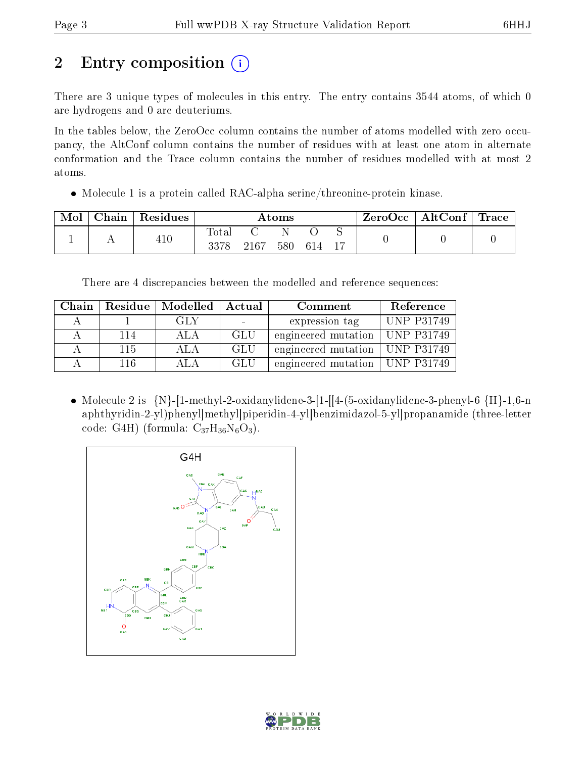# 2 Entry composition

There are 3 unique types of molecules in this entry. The entry contains 3544 atoms, of which 0 are hydrogens and 0 are deuteriums.

In the tables below, the ZeroOcc column contains the number of atoms modelled with zero occupancy, the AltConf column contains the number of residues with at least one atom in alternate conformation and the Trace column contains the number of residues modelled with at most 2 atoms.

- Molecule 1 is a protein called RAC-alpha serine/threonine-protein kinase.

| Mol | Chain | Residues | Atoms | | | | | ZeroOcc | AltConf | Trace |
|---|---|---|---|---|---|---|---|---|---|---|
| | | | Total | C | N | O | S | | | |
| 1 | A | 410 | 3378 | 2167 | 580 | 614 | 17 | 0 | 0 | 0 |

There are 4 discrepancies between the modelled and reference sequences:

| Chain | Residue | Modelled | Actual | Comment | Reference |
|---|---|---|---|---|---|
| A | 1 | GLY | - | expression tag | UNP P31749 |
| A | 114 | ALA | GLU | engineered mutation | UNP P31749 |
| A | 115 | ALA | GLU | engineered mutation | UNP P31749 |
| A | 116 | ALA | GLU | engineered mutation | UNP P31749 |

- Molecule 2 is {N}-[1-methyl-2-oxidanylidene-3-[1-[[4-(5-oxidanylidene-3-phenyl-6 {H}-1,6-naphthyridin-2-yl)phenyl]methyl]piperidin-4-yl]benzimidazol-5-yl]propanamide (three-letter code: G4H) (formula: $C_{37}H_{36}N_6O_3$).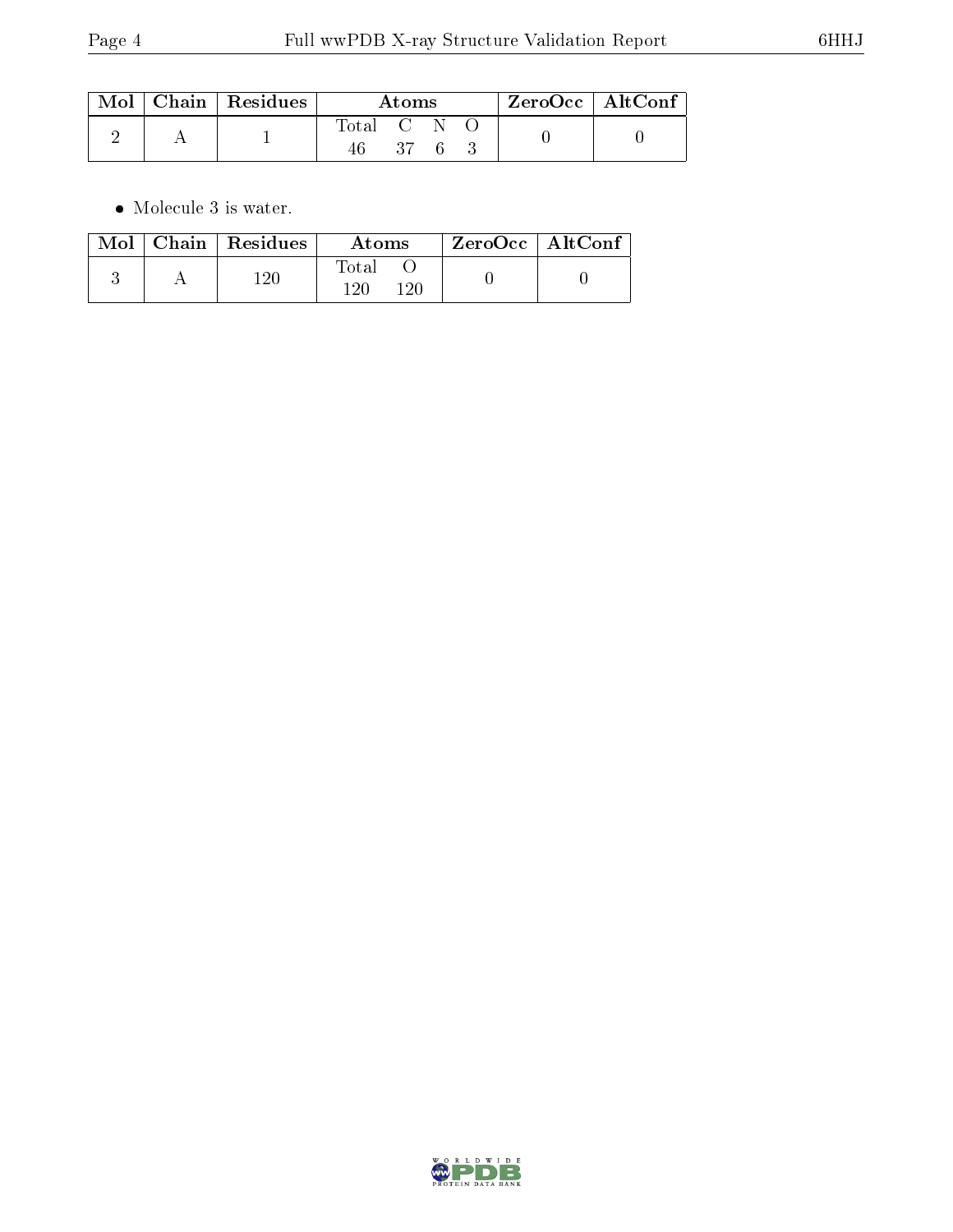| Mol | Chain | Residues | Atoms | | | | ZeroOcc | AltConf |
|---|---|---|---|---|---|---|---|---|
| | | | Total | C | N | O | | |
| 2 | A | 1 | 46 | 37 | 6 | 3 | 0 | 0 |

- Molecule 3 is water.

| Mol | Chain | Residues | Atoms | | ZeroOcc | AltConf |
|---|---|---|---|---|---|---|
| | | | Total | O | | |
| 3 | A | 120 | 120 | 120 | 0 | 0 |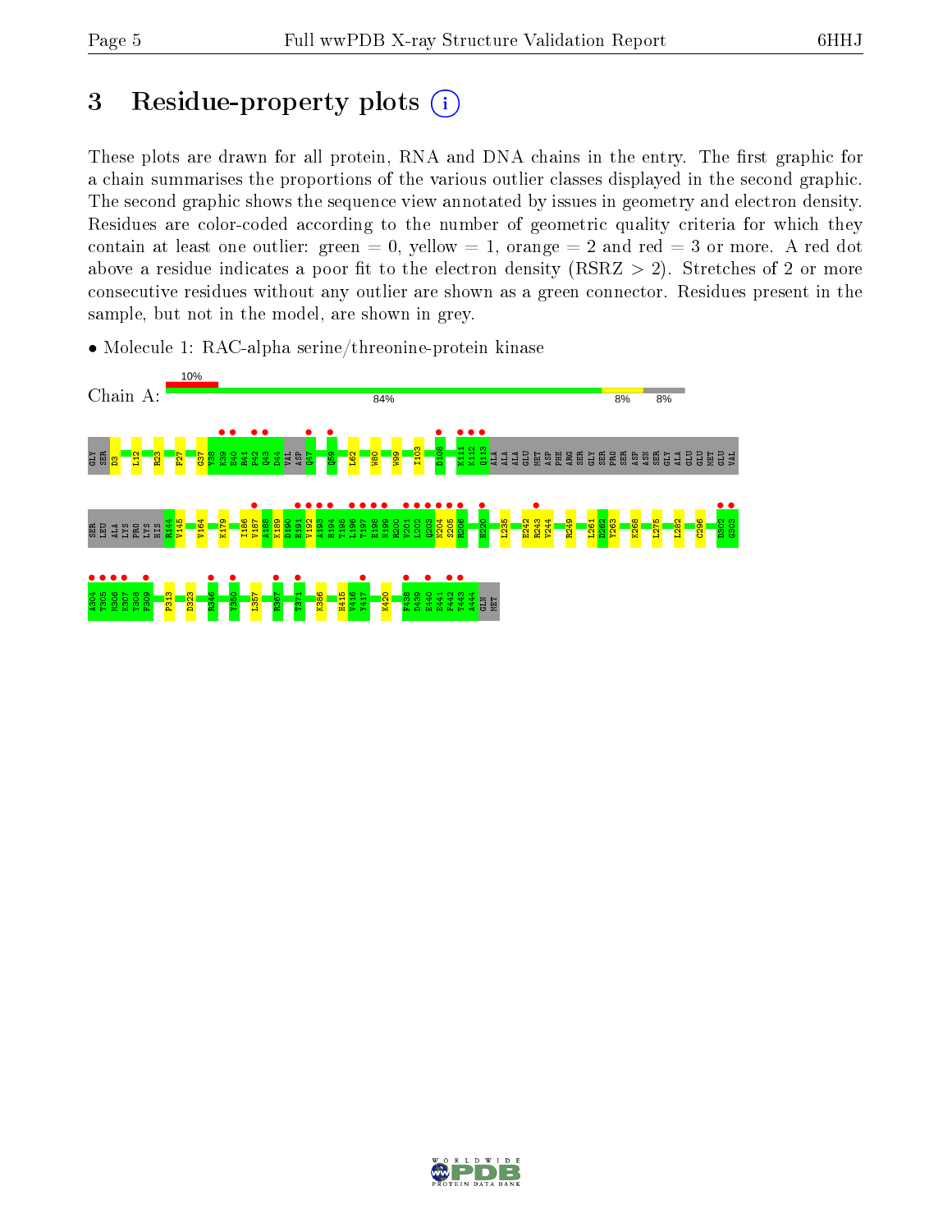# 3 Residue-property plots (i)

These plots are drawn for all protein, RNA and DNA chains in the entry. The first graphic for a chain summarises the proportions of the various outlier classes displayed in the second graphic. The second graphic shows the sequence view annotated by issues in geometry and electron density. Residues are color-coded according to the number of geometric quality criteria for which they contain at least one outlier: green = 0, yellow = 1, orange = 2 and red = 3 or more. A red dot above a residue indicates a poor fit to the electron density (RSRZ > 2). Stretches of 2 or more consecutive residues without any outlier are shown as a green connector. Residues present in the sample, but not in the model, are shown in grey.

- Molecule 1: RAC-alpha serine/threonine-protein kinase

Chain A: 10% | 84% | 8% | 8%

GLY SER D3 L12 R23 F27 G37 Y38 K39 E40 R41 P42 Q43 D44 VAL ASP Q47 Q59 L62 W80 W99 I103 D108 K111 K112 Q113 ALA ALA ALA GLU MET ASP PHE ARG SER GLY SER PRO SER ASP ASN SER GLY ALA GLU GLU MET GLU VAL

SER LEU ALA LYS PRO LYS HIS R144 V145 V164 K179 I186 V187 A188 K189 D190 E191 V192 A193 H194 T195 L196 T197 E198 N199 R200 V201 L202 Q203 N204 S205 R206 H220 L235 E242 R243 V244 R249 L261 D262 Y263 K268 L275 L282 C296 D302 G303

A304 T305 M306 K307 T308 F309 P313 D323 R346 Y350 L357 R367 T371 K386 H415 V416 Y417 K420 F438 D439 E440 E441 F442 T443 A444 GLN MET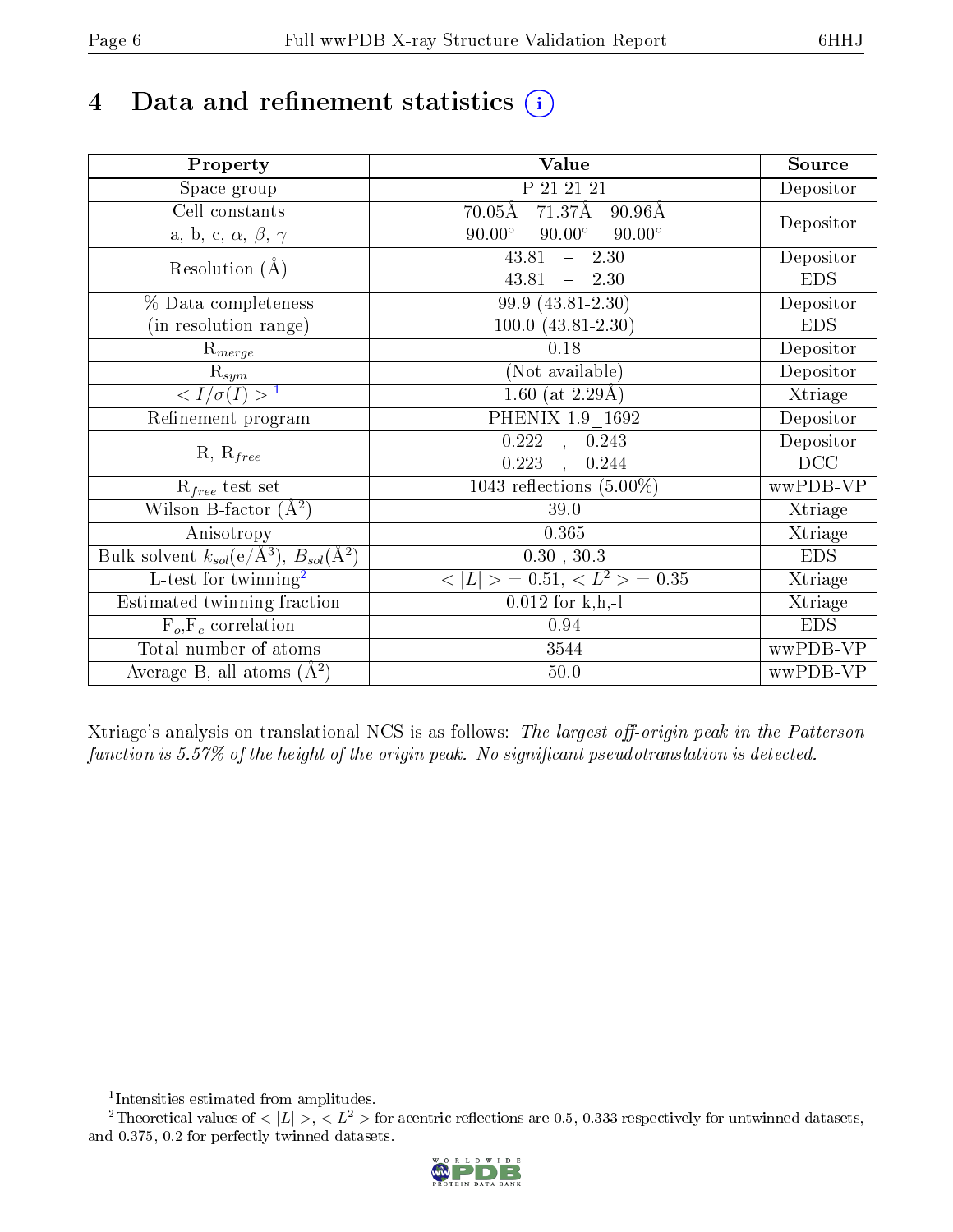# 4 Data and refinement statistics (i)

| Property | Value | Source |
|---|---|---|
| Space group | P 21 21 21 | Depositor |
| Cell constants<br>a, b, c, $\alpha$, $\beta$, $\gamma$ | 70.05Å 71.37Å 90.96Å<br>90.00° 90.00° 90.00° | Depositor |
| Resolution (Å) | 43.81 – 2.30<br>43.81 – 2.30 | Depositor<br>EDS |
| % Data completeness<br>(in resolution range) | 99.9 (43.81-2.30)<br>100.0 (43.81-2.30) | Depositor<br>EDS |
| $R_{merge}$ | 0.18 | Depositor |
| $R_{sym}$ | (Not available) | Depositor |
| $< I/\sigma(I) >$ [1] | 1.60 (at 2.29Å) | Xtriage |
| Refinement program | PHENIX 1.9_1692 | Depositor |
| R, $R_{free}$ | 0.222 , 0.243<br>0.223 , 0.244 | Depositor<br>DCC |
| $R_{free}$ test set | 1043 reflections (5.00%) | wwPDB-VP |
| Wilson B-factor (Å$^2$) | 39.0 | Xtriage |
| Anisotropy | 0.365 | Xtriage |
| Bulk solvent $k_{sol}$(e/Å$^3$), $B_{sol}$(Å$^2$) | 0.30 , 30.3 | EDS |
| L-test for twinning[2] | $<\|L\|> = 0.51$, $< L^2 > = 0.35$ | Xtriage |
| Estimated twinning fraction | 0.012 for k,h,-l | Xtriage |
| $F_o$,$F_c$ correlation | 0.94 | EDS |
| Total number of atoms | 3544 | wwPDB-VP |
| Average B, all atoms (Å$^2$) | 50.0 | wwPDB-VP |

Xtriage's analysis on translational NCS is as follows: *The largest off-origin peak in the Patterson function is 5.57% of the height of the origin peak. No significant pseudotranslation is detected.*

[1] Intensities estimated from amplitudes.

[2] Theoretical values of $<|L|>$, $< L^2 >$ for acentric reflections are 0.5, 0.333 respectively for untwinned datasets, and 0.375, 0.2 for perfectly twinned datasets.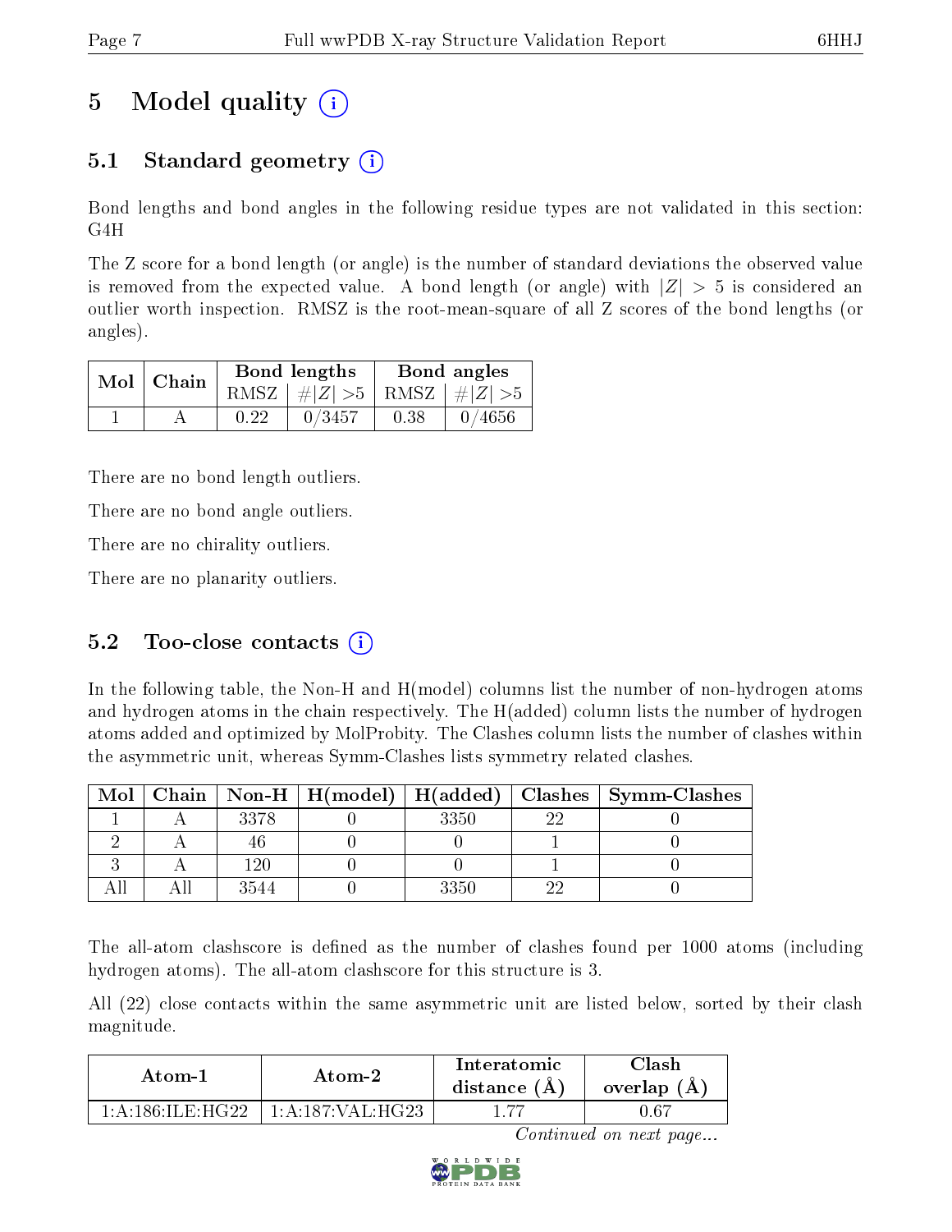# 5 Model quality

## 5.1 Standard geometry

Bond lengths and bond angles in the following residue types are not validated in this section: G4H

The Z score for a bond length (or angle) is the number of standard deviations the observed value is removed from the expected value. A bond length (or angle) with $|Z| > 5$ is considered an outlier worth inspection. RMSZ is the root-mean-square of all Z scores of the bond lengths (or angles).

| Mol | Chain | Bond lengths | | Bond angles | |
|---|---|---|---|---|---|
| | | RMSZ | #\|Z\| >5 | RMSZ | #\|Z\| >5 |
| 1 | A | 0.22 | 0/3457 | 0.38 | 0/4656 |

There are no bond length outliers.

There are no bond angle outliers.

There are no chirality outliers.

There are no planarity outliers.

## 5.2 Too-close contacts

In the following table, the Non-H and H(model) columns list the number of non-hydrogen atoms and hydrogen atoms in the chain respectively. The H(added) column lists the number of hydrogen atoms added and optimized by MolProbity. The Clashes column lists the number of clashes within the asymmetric unit, whereas Symm-Clashes lists symmetry related clashes.

| Mol | Chain | Non-H | H(model) | H(added) | Clashes | Symm-Clashes |
|---|---|---|---|---|---|---|
| 1 | A | 3378 | 0 | 3350 | 22 | 0 |
| 2 | A | 46 | 0 | 0 | 1 | 0 |
| 3 | A | 120 | 0 | 0 | 1 | 0 |
| All | All | 3544 | 0 | 3350 | 22 | 0 |

The all-atom clashscore is defined as the number of clashes found per 1000 atoms (including hydrogen atoms). The all-atom clashscore for this structure is 3.

All (22) close contacts within the same asymmetric unit are listed below, sorted by their clash magnitude.

| Atom-1 | Atom-2 | Interatomic distance (Å) | Clash overlap (Å) |
|---|---|---|---|
| 1:A:186:ILE:HG22 | 1:A:187:VAL:HG23 | 1.77 | 0.67 |

*Continued on next page...*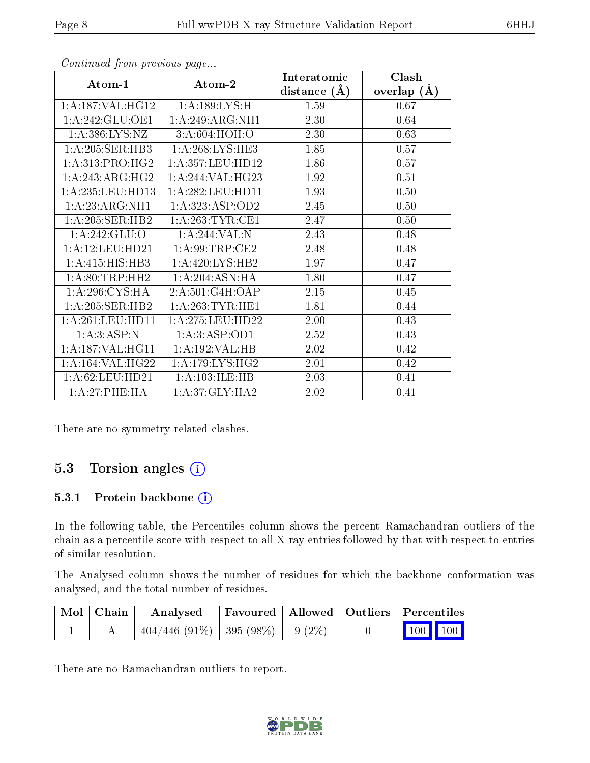*Continued from previous page...*

| Atom-1 | Atom-2 | Interatomic distance (Å) | Clash overlap (Å) |
|---|---|---|---|
| 1:A:187:VAL:HG12 | 1:A:189:LYS:H | 1.59 | 0.67 |
| 1:A:242:GLU:OE1 | 1:A:249:ARG:NH1 | 2.30 | 0.64 |
| 1:A:386:LYS:NZ | 3:A:604:HOH:O | 2.30 | 0.63 |
| 1:A:205:SER:HB3 | 1:A:268:LYS:HE3 | 1.85 | 0.57 |
| 1:A:313:PRO:HG2 | 1:A:357:LEU:HD12 | 1.86 | 0.57 |
| 1:A:243:ARG:HG2 | 1:A:244:VAL:HG23 | 1.92 | 0.51 |
| 1:A:235:LEU:HD13 | 1:A:282:LEU:HD11 | 1.93 | 0.50 |
| 1:A:23:ARG:NH1 | 1:A:323:ASP:OD2 | 2.45 | 0.50 |
| 1:A:205:SER:HB2 | 1:A:263:TYR:CE1 | 2.47 | 0.50 |
| 1:A:242:GLU:O | 1:A:244:VAL:N | 2.43 | 0.48 |
| 1:A:12:LEU:HD21 | 1:A:99:TRP:CE2 | 2.48 | 0.48 |
| 1:A:415:HIS:HB3 | 1:A:420:LYS:HB2 | 1.97 | 0.47 |
| 1:A:80:TRP:HH2 | 1:A:204:ASN:HA | 1.80 | 0.47 |
| 1:A:296:CYS:HA | 2:A:501:G4H:OAP | 2.15 | 0.45 |
| 1:A:205:SER:HB2 | 1:A:263:TYR:HE1 | 1.81 | 0.44 |
| 1:A:261:LEU:HD11 | 1:A:275:LEU:HD22 | 2.00 | 0.43 |
| 1:A:3:ASP:N | 1:A:3:ASP:OD1 | 2.52 | 0.43 |
| 1:A:187:VAL:HG11 | 1:A:192:VAL:HB | 2.02 | 0.42 |
| 1:A:164:VAL:HG22 | 1:A:179:LYS:HG2 | 2.01 | 0.42 |
| 1:A:62:LEU:HD21 | 1:A:103:ILE:HB | 2.03 | 0.41 |
| 1:A:27:PHE:HA | 1:A:37:GLY:HA2 | 2.02 | 0.41 |

There are no symmetry-related clashes.

## 5.3 Torsion angles

### 5.3.1 Protein backbone

In the following table, the Percentiles column shows the percent Ramachandran outliers of the chain as a percentile score with respect to all X-ray entries followed by that with respect to entries of similar resolution.

The Analysed column shows the number of residues for which the backbone conformation was analysed, and the total number of residues.

| Mol | Chain | Analysed | Favoured | Allowed | Outliers | Percentiles | |
|---|---|---|---|---|---|---|---|
| 1 | A | 404/446 (91%) | 395 (98%) | 9 (2%) | 0 | 100 | 100 |

There are no Ramachandran outliers to report.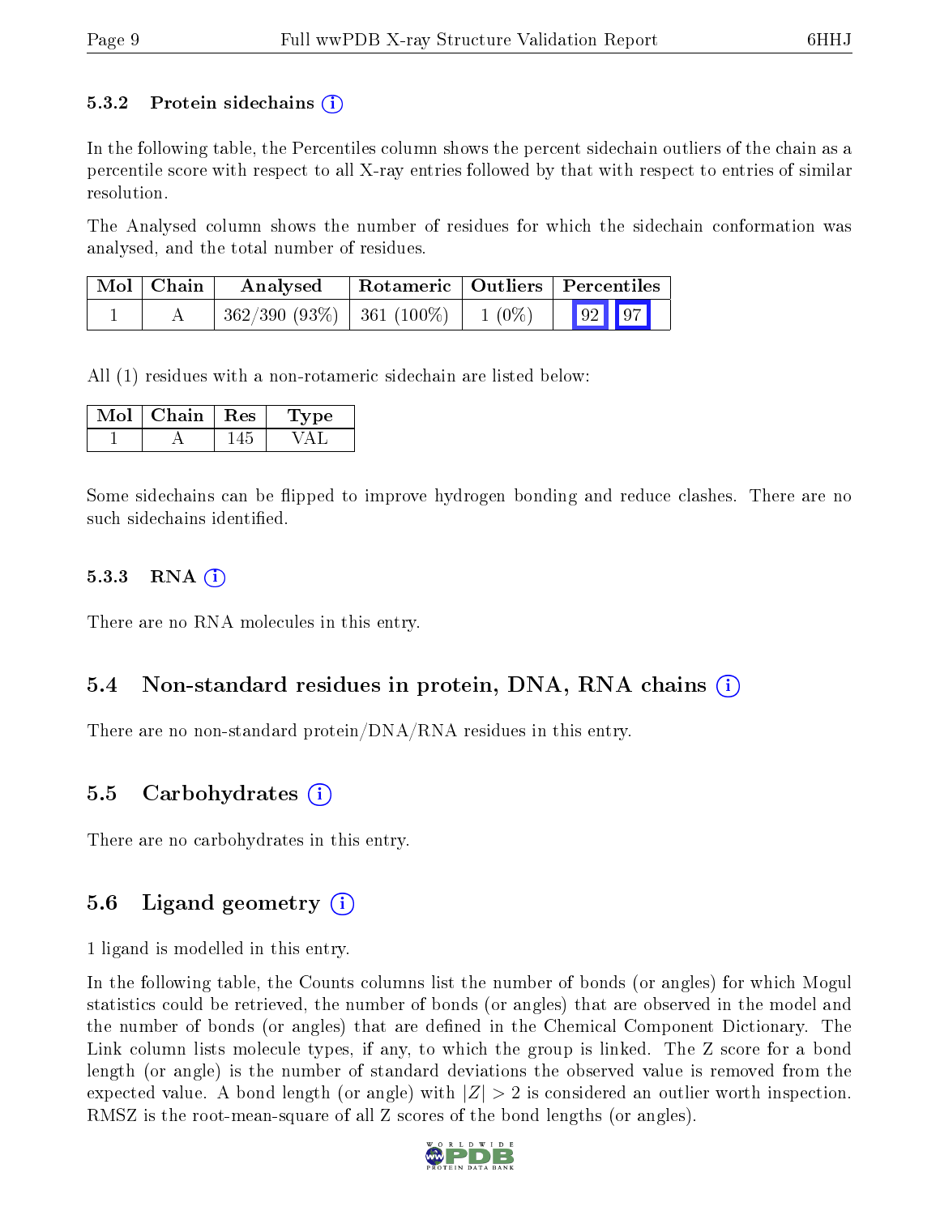### 5.3.2 Protein sidechains (i)

In the following table, the Percentiles column shows the percent sidechain outliers of the chain as a percentile score with respect to all X-ray entries followed by that with respect to entries of similar resolution.

The Analysed column shows the number of residues for which the sidechain conformation was analysed, and the total number of residues.

| Mol | Chain | Analysed | Rotameric | Outliers | Percentiles | |
|---|---|---|---|---|---|---|
| 1 | A | 362/390 (93%) | 361 (100%) | 1 (0%) | 92 | 97 |

All (1) residues with a non-rotameric sidechain are listed below:

| Mol | Chain | Res | Type |
|---|---|---|---|
| 1 | A | 145 | VAL |

Some sidechains can be flipped to improve hydrogen bonding and reduce clashes. There are no such sidechains identified.

### 5.3.3 RNA (i)

There are no RNA molecules in this entry.

## 5.4 Non-standard residues in protein, DNA, RNA chains (i)

There are no non-standard protein/DNA/RNA residues in this entry.

## 5.5 Carbohydrates (i)

There are no carbohydrates in this entry.

## 5.6 Ligand geometry (i)

1 ligand is modelled in this entry.

In the following table, the Counts columns list the number of bonds (or angles) for which Mogul statistics could be retrieved, the number of bonds (or angles) that are observed in the model and the number of bonds (or angles) that are defined in the Chemical Component Dictionary. The Link column lists molecule types, if any, to which the group is linked. The Z score for a bond length (or angle) is the number of standard deviations the observed value is removed from the expected value. A bond length (or angle) with $|Z| > 2$ is considered an outlier worth inspection. RMSZ is the root-mean-square of all Z scores of the bond lengths (or angles).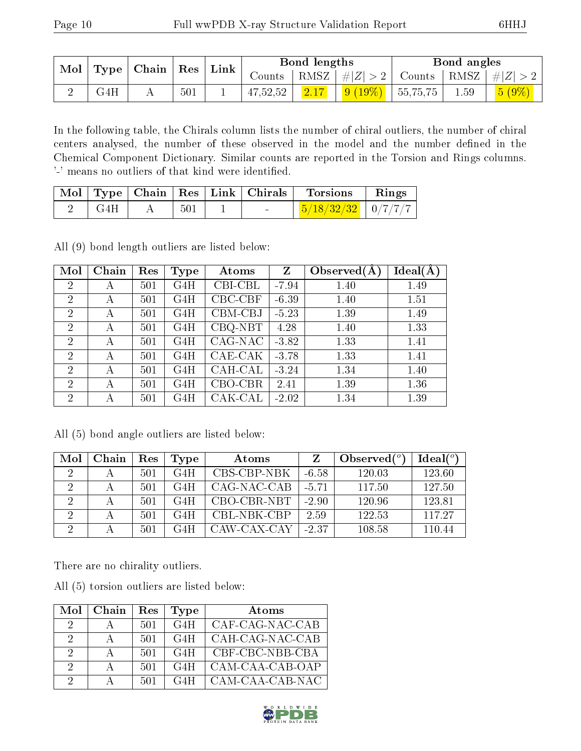| Mol | Type | Chain | Res | Link | Bond lengths | | | Bond angles | | |
|---|---|---|---|---|---|---|---|---|---|---|
| | | | | | Counts | RMSZ | #\|Z\| > 2 | Counts | RMSZ | #\|Z\| > 2 |
| 2 | G4H | A | 501 | 1 | 47,52,52 | 2.17 | 9 (19%) | 55,75,75 | 1.59 | 5 (9%) |

In the following table, the Chirals column lists the number of chiral outliers, the number of chiral centers analysed, the number of these observed in the model and the number defined in the Chemical Component Dictionary. Similar counts are reported in the Torsion and Rings columns. '-' means no outliers of that kind were identified.

| Mol | Type | Chain | Res | Link | Chirals | Torsions | Rings |
|---|---|---|---|---|---|---|---|
| 2 | G4H | A | 501 | 1 | - | 5/18/32/32 | 0/7/7/7 |

All (9) bond length outliers are listed below:

| Mol | Chain | Res | Type | Atoms | Z | Observed(Å) | Ideal(Å) |
|---|---|---|---|---|---|---|---|
| 2 | A | 501 | G4H | CBI-CBL | -7.94 | 1.40 | 1.49 |
| 2 | A | 501 | G4H | CBC-CBF | -6.39 | 1.40 | 1.51 |
| 2 | A | 501 | G4H | CBM-CBJ | -5.23 | 1.39 | 1.49 |
| 2 | A | 501 | G4H | CBQ-NBT | 4.28 | 1.40 | 1.33 |
| 2 | A | 501 | G4H | CAG-NAC | -3.82 | 1.33 | 1.41 |
| 2 | A | 501 | G4H | CAE-CAK | -3.78 | 1.33 | 1.41 |
| 2 | A | 501 | G4H | CAH-CAL | -3.24 | 1.34 | 1.40 |
| 2 | A | 501 | G4H | CBO-CBR | 2.41 | 1.39 | 1.36 |
| 2 | A | 501 | G4H | CAK-CAL | -2.02 | 1.34 | 1.39 |

All (5) bond angle outliers are listed below:

| Mol | Chain | Res | Type | Atoms | Z | Observed(°) | Ideal(°) |
|---|---|---|---|---|---|---|---|
| 2 | A | 501 | G4H | CBS-CBP-NBK | -6.58 | 120.03 | 123.60 |
| 2 | A | 501 | G4H | CAG-NAC-CAB | -5.71 | 117.50 | 127.50 |
| 2 | A | 501 | G4H | CBO-CBR-NBT | -2.90 | 120.96 | 123.81 |
| 2 | A | 501 | G4H | CBL-NBK-CBP | 2.59 | 122.53 | 117.27 |
| 2 | A | 501 | G4H | CAW-CAX-CAY | -2.37 | 108.58 | 110.44 |

There are no chirality outliers.

All (5) torsion outliers are listed below:

| Mol | Chain | Res | Type | Atoms |
|---|---|---|---|---|
| 2 | A | 501 | G4H | CAF-CAG-NAC-CAB |
| 2 | A | 501 | G4H | CAH-CAG-NAC-CAB |
| 2 | A | 501 | G4H | CBF-CBC-NBB-CBA |
| 2 | A | 501 | G4H | CAM-CAA-CAB-OAP |
| 2 | A | 501 | G4H | CAM-CAA-CAB-NAC |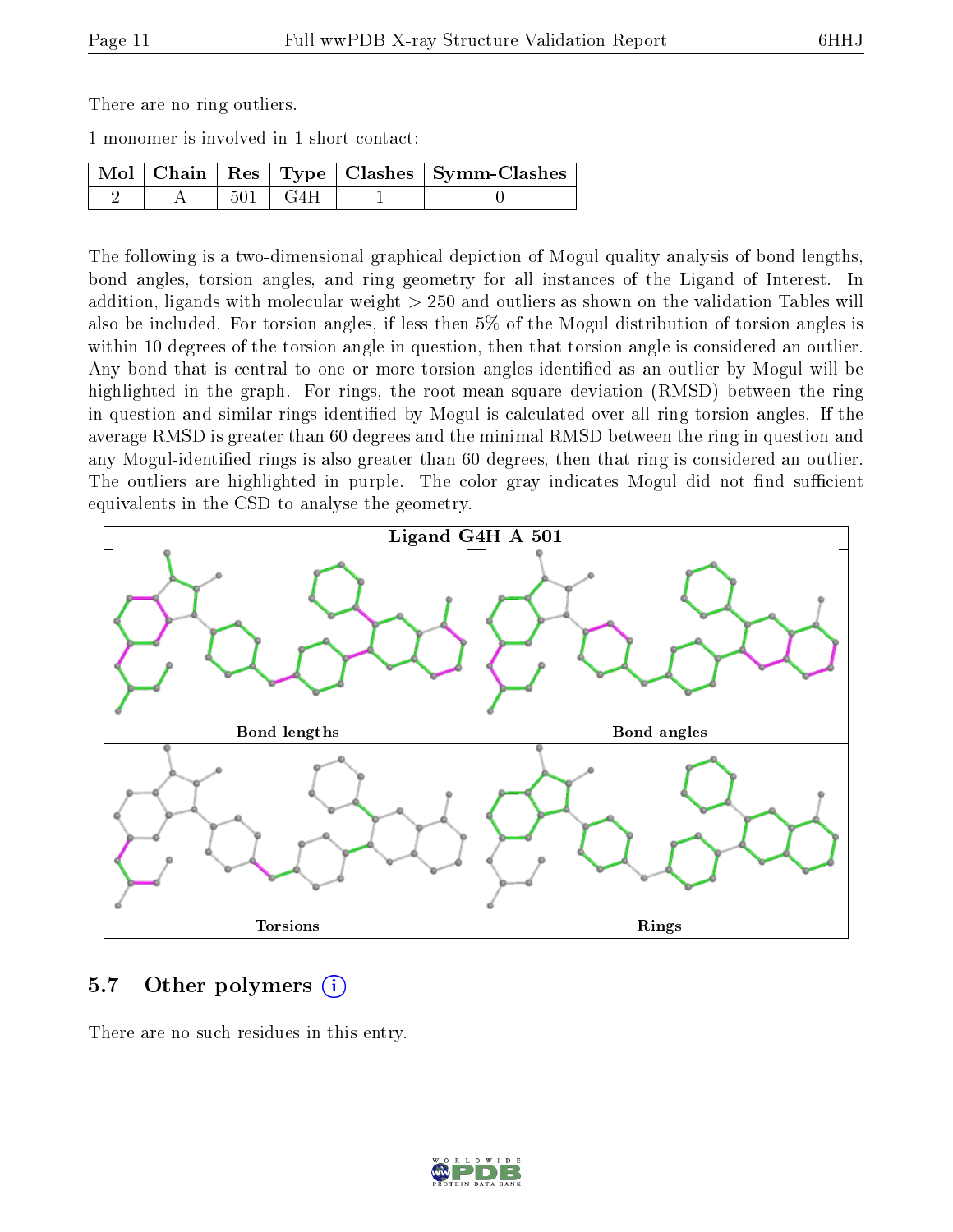There are no ring outliers.

1 monomer is involved in 1 short contact:

| Mol | Chain | Res | Type | Clashes | Symm-Clashes |
|---|---|---|---|---|---|
| 2 | A | 501 | G4H | 1 | 0 |

The following is a two-dimensional graphical depiction of Mogul quality analysis of bond lengths, bond angles, torsion angles, and ring geometry for all instances of the Ligand of Interest. In addition, ligands with molecular weight > 250 and outliers as shown on the validation Tables will also be included. For torsion angles, if less then 5% of the Mogul distribution of torsion angles is within 10 degrees of the torsion angle in question, then that torsion angle is considered an outlier. Any bond that is central to one or more torsion angles identified as an outlier by Mogul will be highlighted in the graph. For rings, the root-mean-square deviation (RMSD) between the ring in question and similar rings identified by Mogul is calculated over all ring torsion angles. If the average RMSD is greater than 60 degrees and the minimal RMSD between the ring in question and any Mogul-identified rings is also greater than 60 degrees, then that ring is considered an outlier. The outliers are highlighted in purple. The color gray indicates Mogul did not find sufficient equivalents in the CSD to analyse the geometry.

Ligand G4H A 501

Bond lengths

Bond angles

Torsions

Rings

## 5.7 Other polymers

There are no such residues in this entry.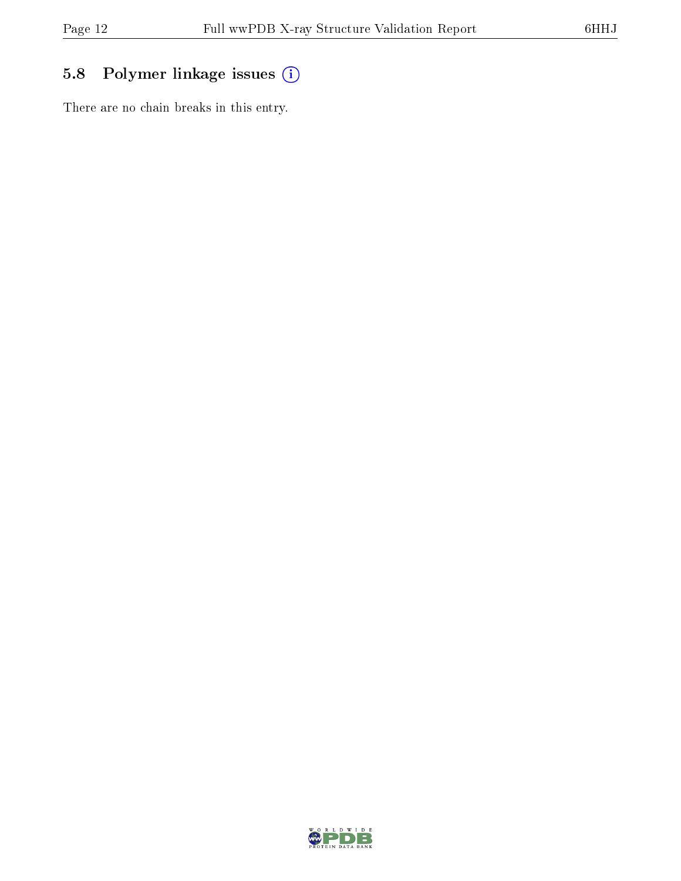### 5.8 Polymer linkage issues

There are no chain breaks in this entry.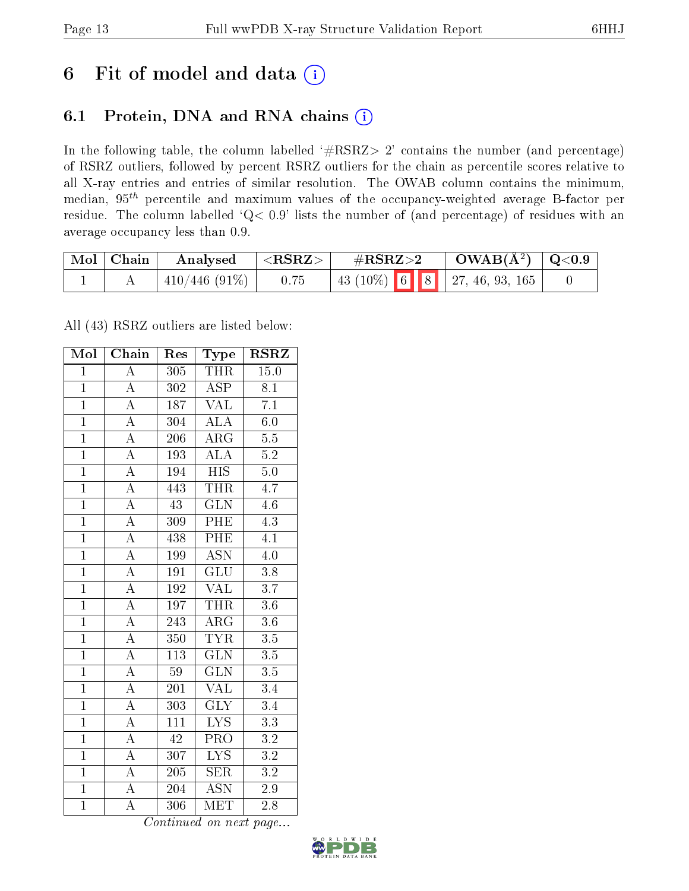# 6 Fit of model and data (i)

## 6.1 Protein, DNA and RNA chains (i)

In the following table, the column labelled '#RSRZ> 2' contains the number (and percentage) of RSRZ outliers, followed by percent RSRZ outliers for the chain as percentile scores relative to all X-ray entries and entries of similar resolution. The OWAB column contains the minimum, median, $95^{th}$ percentile and maximum values of the occupancy-weighted average B-factor per residue. The column labelled 'Q< 0.9' lists the number of (and percentage) of residues with an average occupancy less than 0.9.

| Mol | Chain | Analysed | <RSRZ> | #RSRZ>2 | OWAB(Å$^2$) | Q<0.9 |
|---|---|---|---|---|---|---|
| 1 | A | 410/446 (91%) | 0.75 | 43 (10%) 6 8 | 27, 46, 93, 165 | 0 |

All (43) RSRZ outliers are listed below:

| Mol | Chain | Res | Type | RSRZ |
|---|---|---|---|---|
| 1 | A | 305 | THR | 15.0 |
| 1 | A | 302 | ASP | 8.1 |
| 1 | A | 187 | VAL | 7.1 |
| 1 | A | 304 | ALA | 6.0 |
| 1 | A | 206 | ARG | 5.5 |
| 1 | A | 193 | ALA | 5.2 |
| 1 | A | 194 | HIS | 5.0 |
| 1 | A | 443 | THR | 4.7 |
| 1 | A | 43 | GLN | 4.6 |
| 1 | A | 309 | PHE | 4.3 |
| 1 | A | 438 | PHE | 4.1 |
| 1 | A | 199 | ASN | 4.0 |
| 1 | A | 191 | GLU | 3.8 |
| 1 | A | 192 | VAL | 3.7 |
| 1 | A | 197 | THR | 3.6 |
| 1 | A | 243 | ARG | 3.6 |
| 1 | A | 350 | TYR | 3.5 |
| 1 | A | 113 | GLN | 3.5 |
| 1 | A | 59 | GLN | 3.5 |
| 1 | A | 201 | VAL | 3.4 |
| 1 | A | 303 | GLY | 3.4 |
| 1 | A | 111 | LYS | 3.3 |
| 1 | A | 42 | PRO | 3.2 |
| 1 | A | 307 | LYS | 3.2 |
| 1 | A | 205 | SER | 3.2 |
| 1 | A | 204 | ASN | 2.9 |
| 1 | A | 306 | MET | 2.8 |

*Continued on next page...*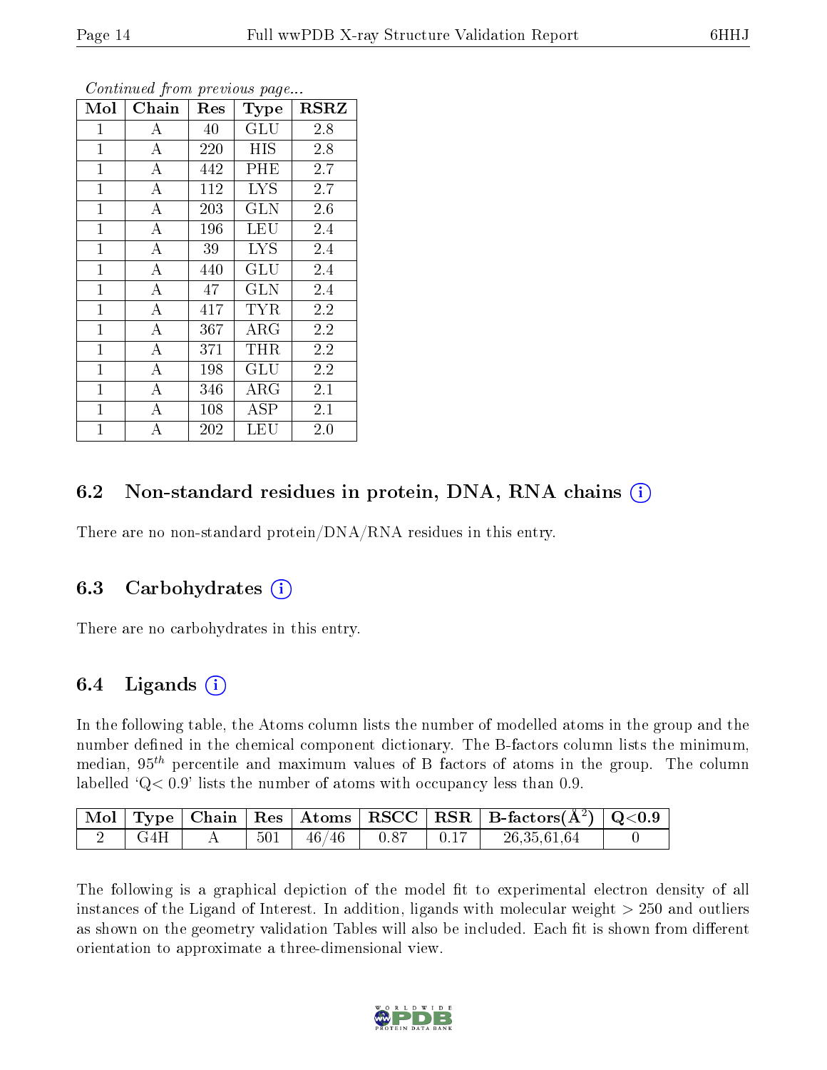*Continued from previous page...*

| Mol | Chain | Res | Type | RSRZ |
|---|---|---|---|---|
| 1 | A | 40 | GLU | 2.8 |
| 1 | A | 220 | HIS | 2.8 |
| 1 | A | 442 | PHE | 2.7 |
| 1 | A | 112 | LYS | 2.7 |
| 1 | A | 203 | GLN | 2.6 |
| 1 | A | 196 | LEU | 2.4 |
| 1 | A | 39 | LYS | 2.4 |
| 1 | A | 440 | GLU | 2.4 |
| 1 | A | 47 | GLN | 2.4 |
| 1 | A | 417 | TYR | 2.2 |
| 1 | A | 367 | ARG | 2.2 |
| 1 | A | 371 | THR | 2.2 |
| 1 | A | 198 | GLU | 2.2 |
| 1 | A | 346 | ARG | 2.1 |
| 1 | A | 108 | ASP | 2.1 |
| 1 | A | 202 | LEU | 2.0 |

## 6.2 Non-standard residues in protein, DNA, RNA chains

There are no non-standard protein/DNA/RNA residues in this entry.

## 6.3 Carbohydrates

There are no carbohydrates in this entry.

## 6.4 Ligands

In the following table, the Atoms column lists the number of modelled atoms in the group and the number defined in the chemical component dictionary. The B-factors column lists the minimum, median, $95^{th}$ percentile and maximum values of B factors of atoms in the group. The column labelled 'Q< 0.9' lists the number of atoms with occupancy less than 0.9.

| Mol | Type | Chain | Res | Atoms | RSCC | RSR | B-factors($Å^2$) | Q<0.9 |
|---|---|---|---|---|---|---|---|---|
| 2 | G4H | A | 501 | 46/46 | 0.87 | 0.17 | 26,35,61,64 | 0 |

The following is a graphical depiction of the model fit to experimental electron density of all instances of the Ligand of Interest. In addition, ligands with molecular weight > 250 and outliers as shown on the geometry validation Tables will also be included. Each fit is shown from different orientation to approximate a three-dimensional view.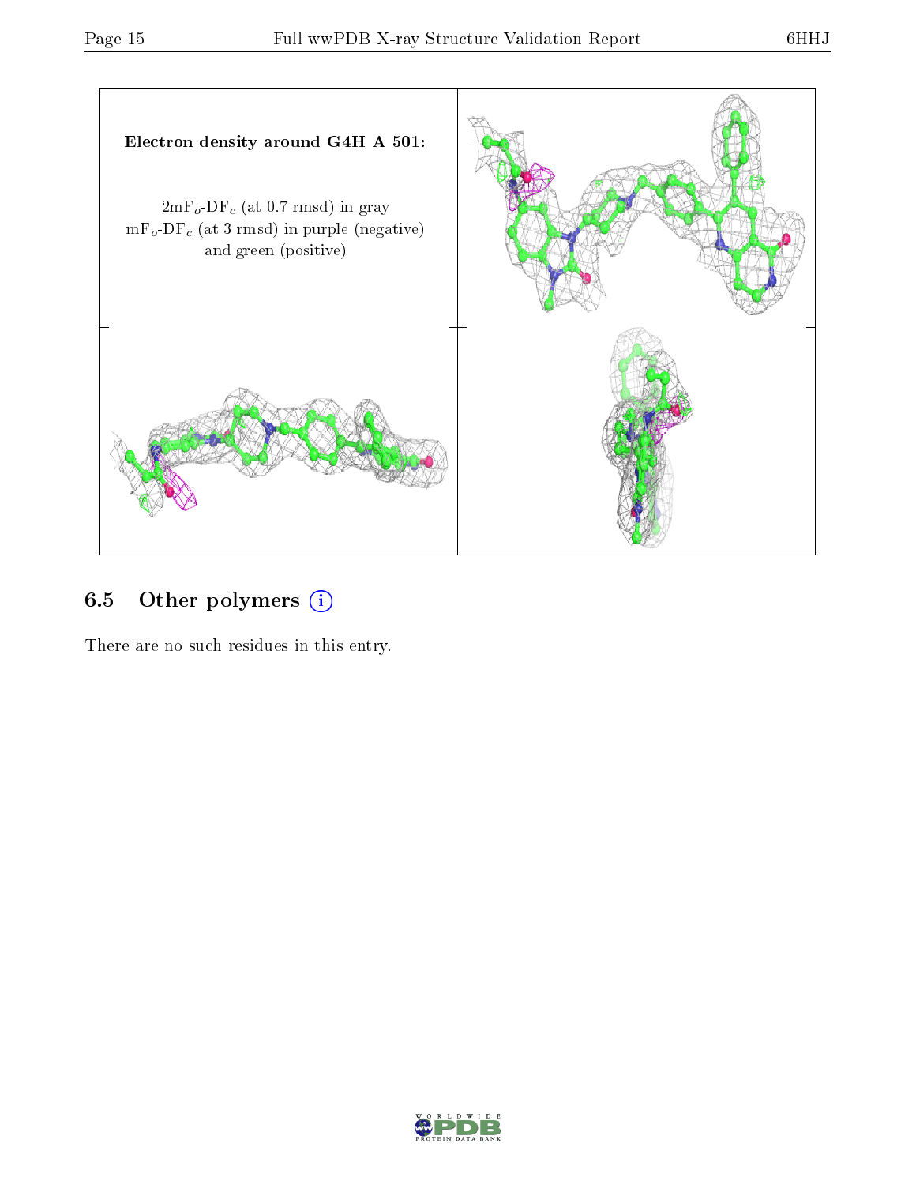**Electron density around G4H A 501:**

$2mF_o$-$DF_c$ (at 0.7 rmsd) in gray
$mF_o$-$DF_c$ (at 3 rmsd) in purple (negative)
and green (positive)

## 6.5 Other polymers

There are no such residues in this entry.